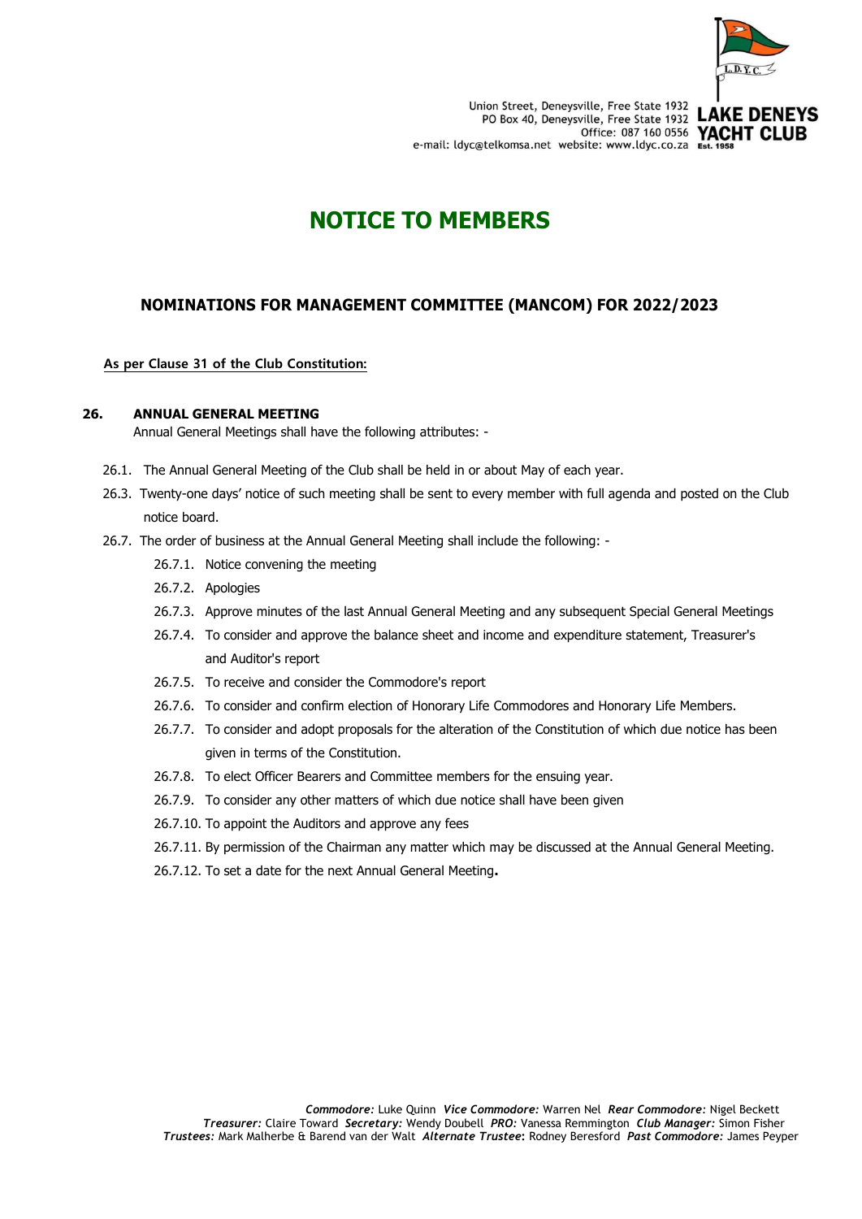Union Street, Deneysville, Free State 1932
PO Box 40, Deneysville, Free State 1932
Office: 087 160 0556
e-mail: ldyc@telkomsa.net website: www.ldyc.co.za

**LAKE DENEYS YACHT CLUB**
Est. 1958

# NOTICE TO MEMBERS

## NOMINATIONS FOR MANAGEMENT COMMITTEE (MANCOM) FOR 2022/2023

**As per Clause 31 of the Club Constitution:**

**26. ANNUAL GENERAL MEETING**

Annual General Meetings shall have the following attributes: -

- 26.1. The Annual General Meeting of the Club shall be held in or about May of each year.
- 26.3. Twenty-one days' notice of such meeting shall be sent to every member with full agenda and posted on the Club notice board.
- 26.7. The order of business at the Annual General Meeting shall include the following: -
  - 26.7.1. Notice convening the meeting
  - 26.7.2. Apologies
  - 26.7.3. Approve minutes of the last Annual General Meeting and any subsequent Special General Meetings
  - 26.7.4. To consider and approve the balance sheet and income and expenditure statement, Treasurer's and Auditor's report
  - 26.7.5. To receive and consider the Commodore's report
  - 26.7.6. To consider and confirm election of Honorary Life Commodores and Honorary Life Members.
  - 26.7.7. To consider and adopt proposals for the alteration of the Constitution of which due notice has been given in terms of the Constitution.
  - 26.7.8. To elect Officer Bearers and Committee members for the ensuing year.
  - 26.7.9. To consider any other matters of which due notice shall have been given
  - 26.7.10. To appoint the Auditors and approve any fees
  - 26.7.11. By permission of the Chairman any matter which may be discussed at the Annual General Meeting.
  - 26.7.12. To set a date for the next Annual General Meeting**.**

***Commodore:*** Luke Quinn ***Vice Commodore:*** Warren Nel ***Rear Commodore:*** Nigel Beckett
***Treasurer:*** Claire Toward ***Secretary:*** Wendy Doubell ***PRO:*** Vanessa Remmington ***Club Manager:*** Simon Fisher
***Trustees:*** Mark Malherbe & Barend van der Walt ***Alternate Trustee*:** Rodney Beresford ***Past Commodore:*** James Peyper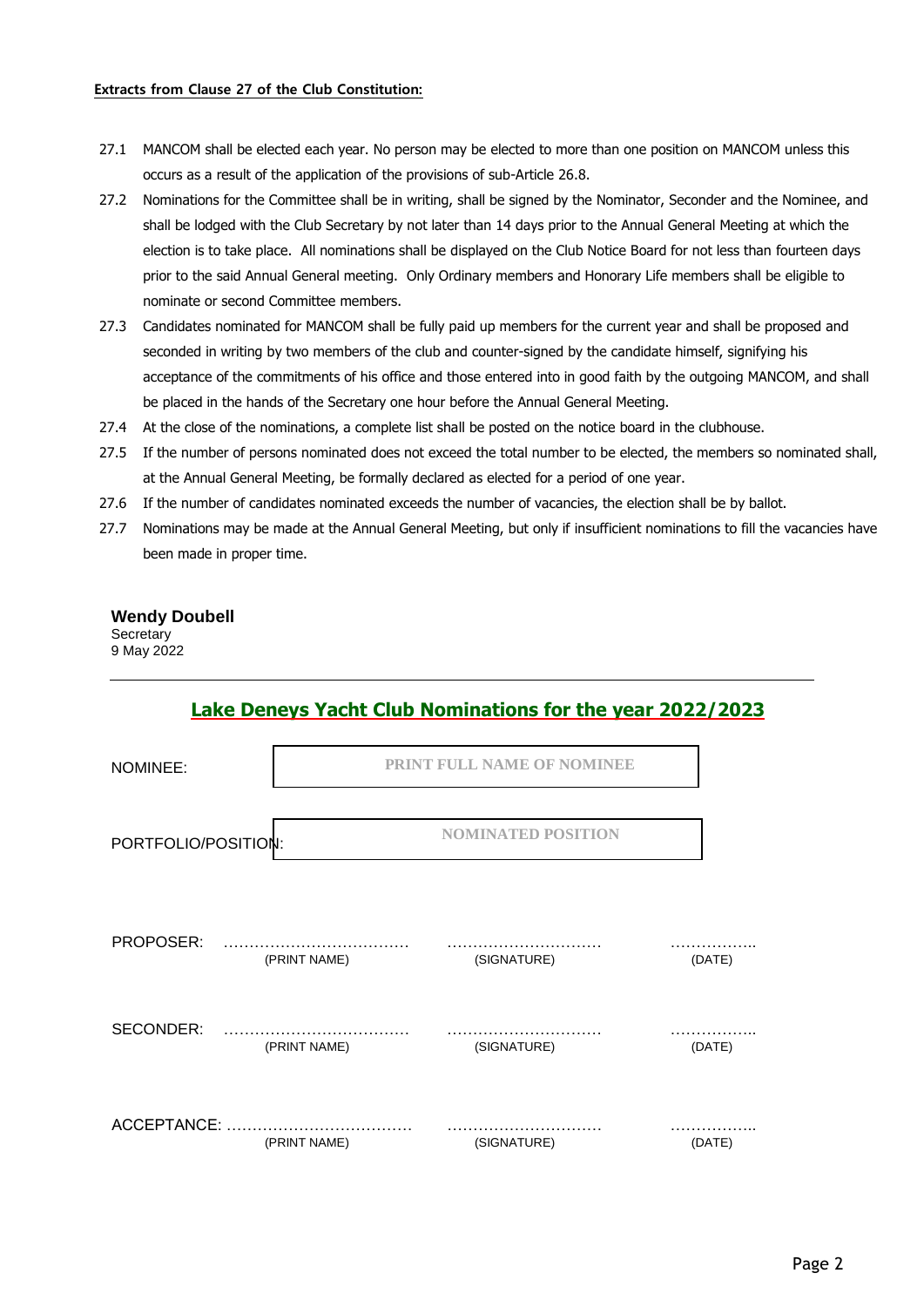**Extracts from Clause 27 of the Club Constitution:**

27.1 MANCOM shall be elected each year. No person may be elected to more than one position on MANCOM unless this occurs as a result of the application of the provisions of sub-Article 26.8.

27.2 Nominations for the Committee shall be in writing, shall be signed by the Nominator, Seconder and the Nominee, and shall be lodged with the Club Secretary by not later than 14 days prior to the Annual General Meeting at which the election is to take place. All nominations shall be displayed on the Club Notice Board for not less than fourteen days prior to the said Annual General meeting. Only Ordinary members and Honorary Life members shall be eligible to nominate or second Committee members.

27.3 Candidates nominated for MANCOM shall be fully paid up members for the current year and shall be proposed and seconded in writing by two members of the club and counter-signed by the candidate himself, signifying his acceptance of the commitments of his office and those entered into in good faith by the outgoing MANCOM, and shall be placed in the hands of the Secretary one hour before the Annual General Meeting.

27.4 At the close of the nominations, a complete list shall be posted on the notice board in the clubhouse.

27.5 If the number of persons nominated does not exceed the total number to be elected, the members so nominated shall, at the Annual General Meeting, be formally declared as elected for a period of one year.

27.6 If the number of candidates nominated exceeds the number of vacancies, the election shall be by ballot.

27.7 Nominations may be made at the Annual General Meeting, but only if insufficient nominations to fill the vacancies have been made in proper time.

**Wendy Doubell**
Secretary
9 May 2022

---

## Lake Deneys Yacht Club Nominations for the year 2022/2023

NOMINEE: PRINT FULL NAME OF NOMINEE

PORTFOLIO/POSITION: NOMINATED POSITION

PROPOSER: ……………………………… (PRINT NAME) ………………………… (SIGNATURE) …………….. (DATE)

SECONDER: ……………………………… (PRINT NAME) ………………………… (SIGNATURE) …………….. (DATE)

ACCEPTANCE: ……………………………… (PRINT NAME) ………………………… (SIGNATURE) …………….. (DATE)